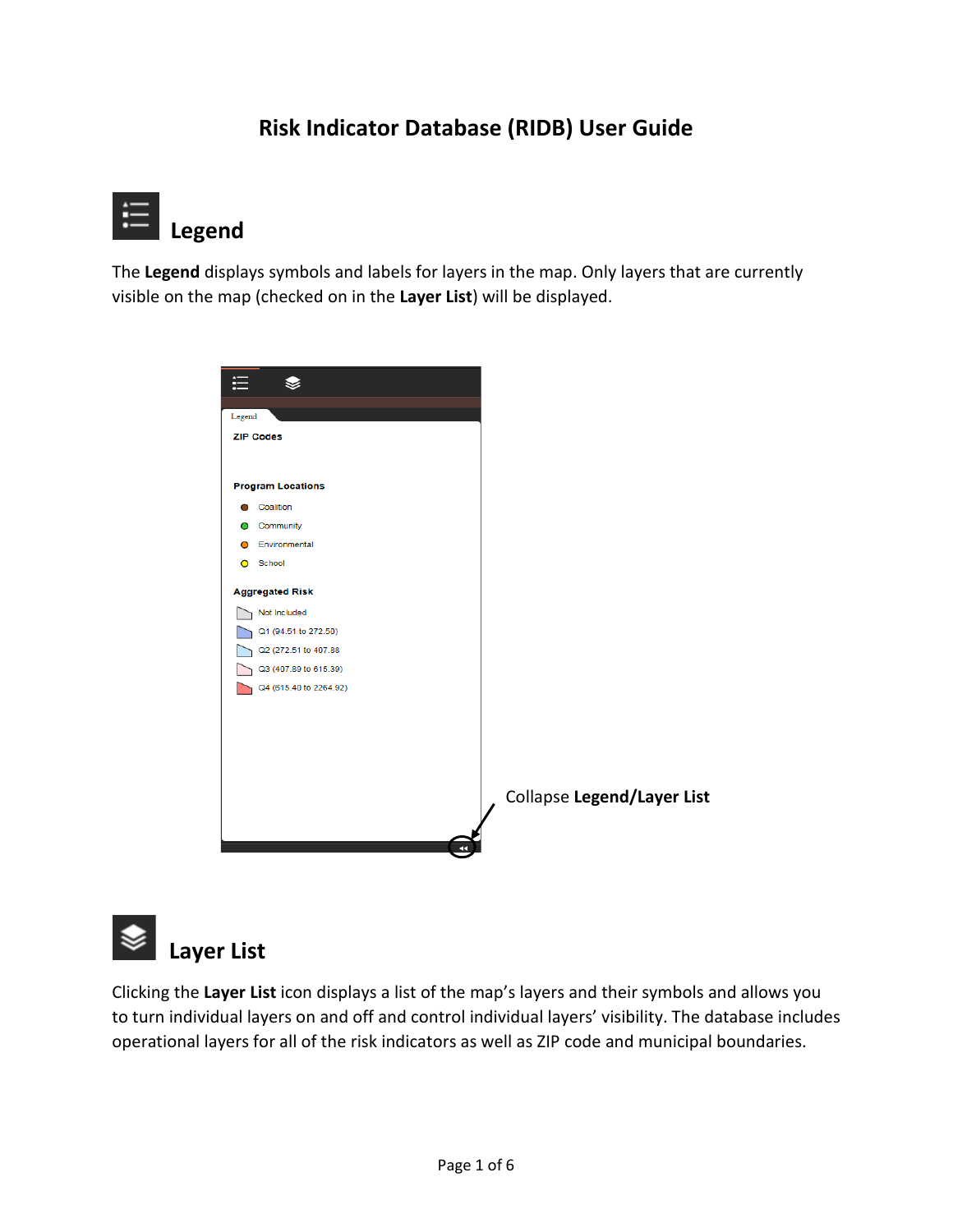# Risk Indicator Database (RIDB) User Guide

## Legend

The **Legend** displays symbols and labels for layers in the map. Only layers that are currently visible on the map (checked on in the **Layer List**) will be displayed.

Legend

ZIP Codes

Program Locations

- Coalition
- Community
- Environmental
- School

Aggregated Risk

- Not Included
- Q1 (94.51 to 272.50)
- Q2 (272.51 to 407.88
- Q3 (407.89 to 615.39)
- Q4 (615.40 to 2264.92)

Collapse **Legend/Layer List**

## Layer List

Clicking the **Layer List** icon displays a list of the map's layers and their symbols and allows you to turn individual layers on and off and control individual layers' visibility. The database includes operational layers for all of the risk indicators as well as ZIP code and municipal boundaries.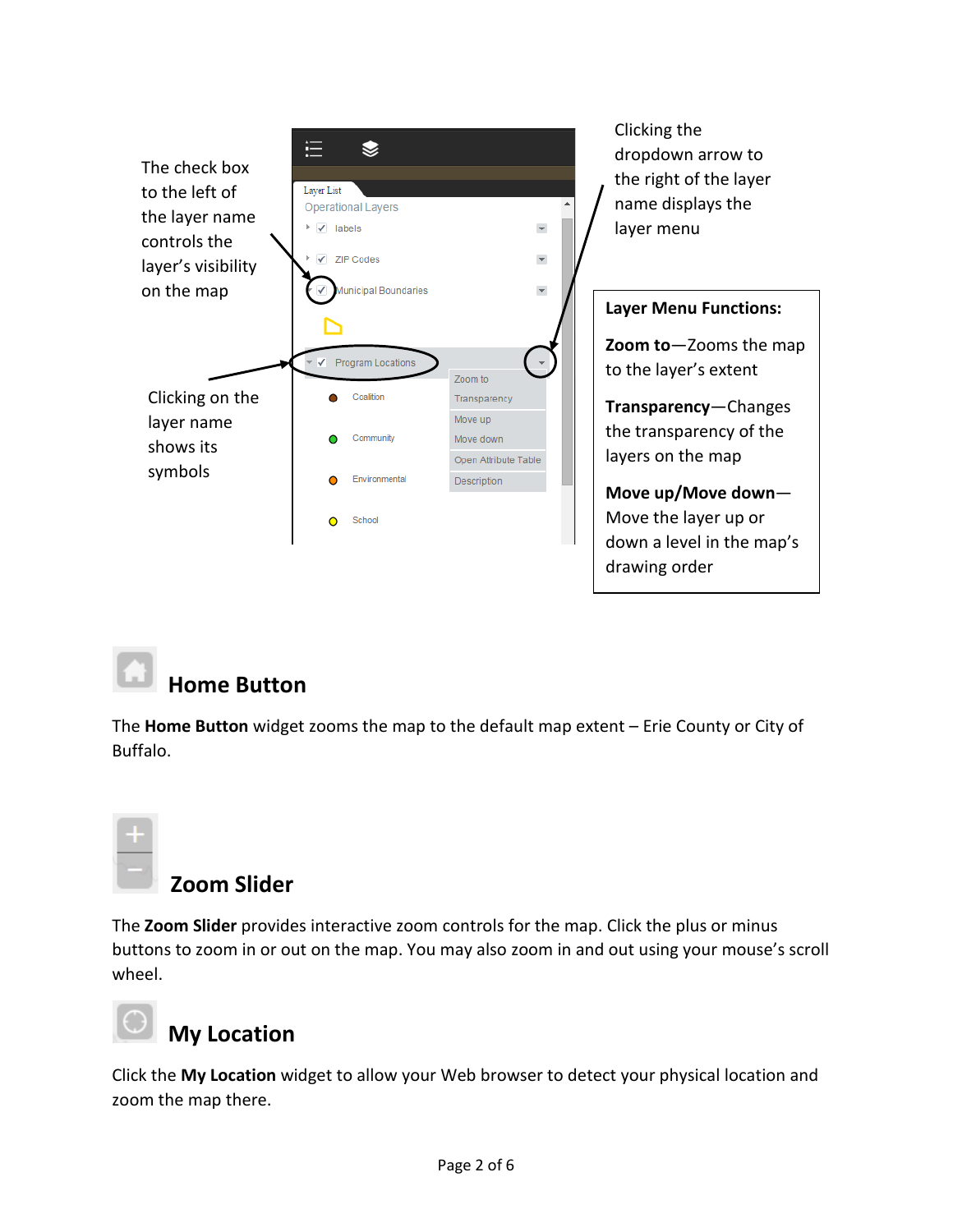The check box to the left of the layer name controls the layer's visibility on the map

Clicking on the layer name shows its symbols

Clicking the dropdown arrow to the right of the layer name displays the layer menu

**Layer Menu Functions:**

**Zoom to**—Zooms the map to the layer's extent

**Transparency**—Changes the transparency of the layers on the map

**Move up/Move down**—Move the layer up or down a level in the map's drawing order

## Home Button

The **Home Button** widget zooms the map to the default map extent – Erie County or City of Buffalo.

## Zoom Slider

The **Zoom Slider** provides interactive zoom controls for the map. Click the plus or minus buttons to zoom in or out on the map. You may also zoom in and out using your mouse's scroll wheel.

## My Location

Click the **My Location** widget to allow your Web browser to detect your physical location and zoom the map there.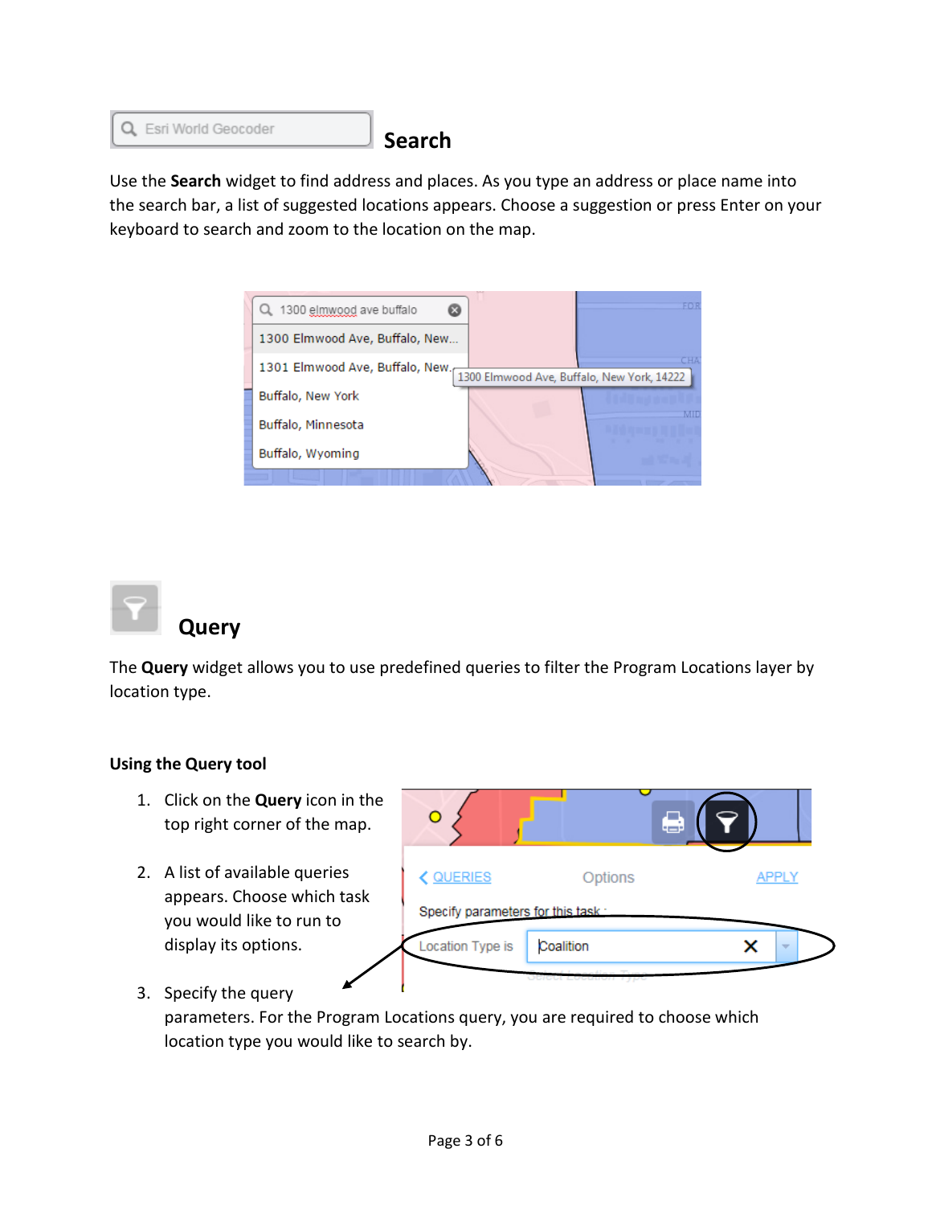## Search

Use the **Search** widget to find address and places. As you type an address or place name into the search bar, a list of suggested locations appears. Choose a suggestion or press Enter on your keyboard to search and zoom to the location on the map.

## Query

The **Query** widget allows you to use predefined queries to filter the Program Locations layer by location type.

### Using the Query tool

1. Click on the **Query** icon in the top right corner of the map.
2. A list of available queries appears. Choose which task you would like to run to display its options.
3. Specify the query parameters. For the Program Locations query, you are required to choose which location type you would like to search by.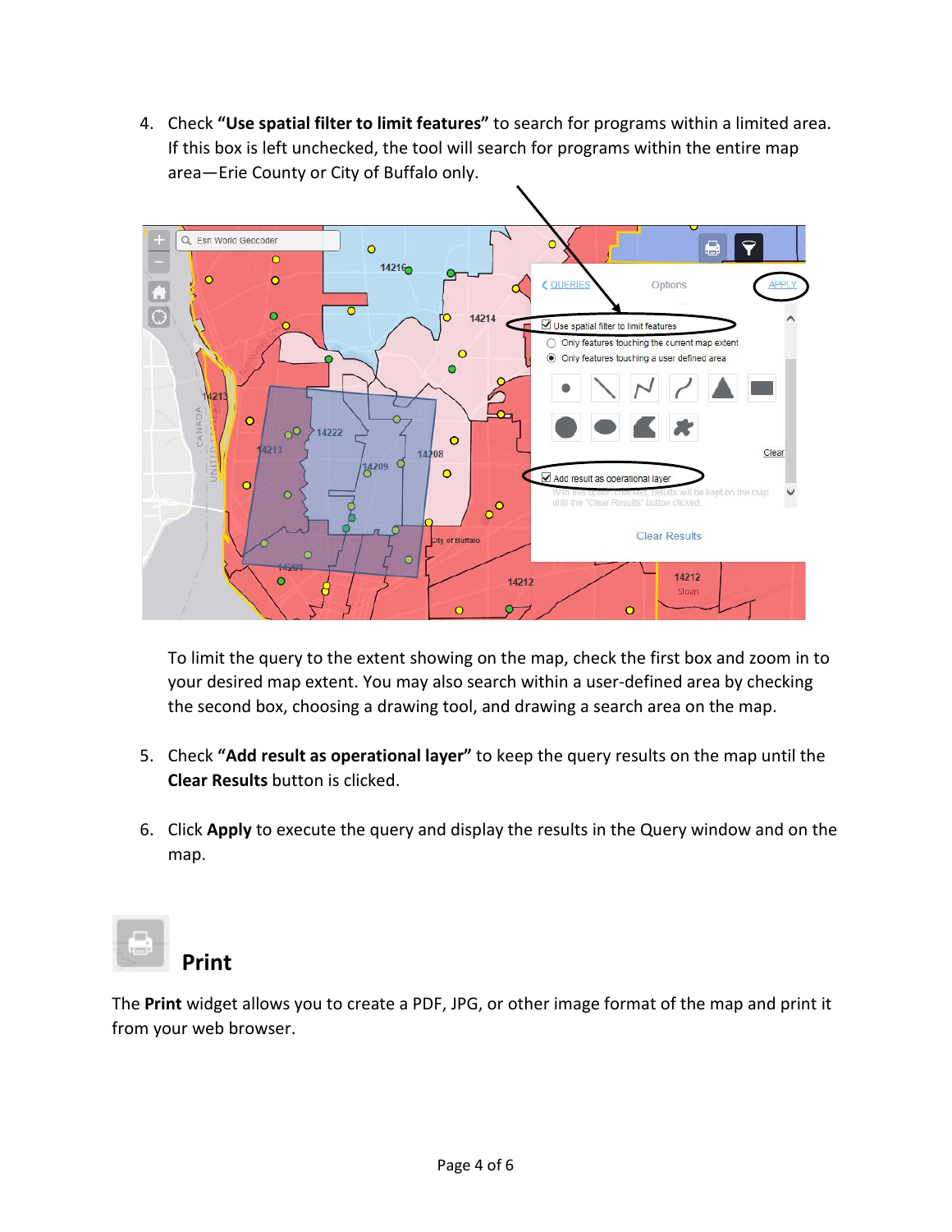4. Check **"Use spatial filter to limit features"** to search for programs within a limited area. If this box is left unchecked, the tool will search for programs within the entire map area—Erie County or City of Buffalo only.

   To limit the query to the extent showing on the map, check the first box and zoom in to your desired map extent. You may also search within a user-defined area by checking the second box, choosing a drawing tool, and drawing a search area on the map.

5. Check **"Add result as operational layer"** to keep the query results on the map until the **Clear Results** button is clicked.

6. Click **Apply** to execute the query and display the results in the Query window and on the map.

## Print

The **Print** widget allows you to create a PDF, JPG, or other image format of the map and print it from your web browser.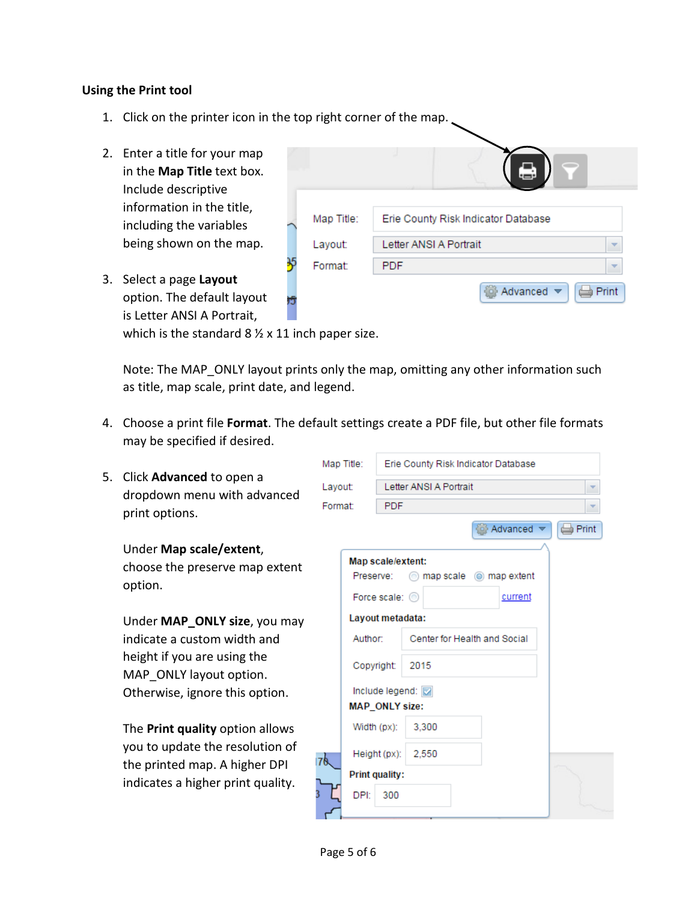**Using the Print tool**

1. Click on the printer icon in the top right corner of the map.

2. Enter a title for your map in the **Map Title** text box. Include descriptive information in the title, including the variables being shown on the map.

3. Select a page **Layout** option. The default layout is Letter ANSI A Portrait, which is the standard 8 ½ x 11 inch paper size.

   Note: The MAP_ONLY layout prints only the map, omitting any other information such as title, map scale, print date, and legend.

4. Choose a print file **Format**. The default settings create a PDF file, but other file formats may be specified if desired.

5. Click **Advanced** to open a dropdown menu with advanced print options.

   Under **Map scale/extent**, choose the preserve map extent option.

   Under **MAP_ONLY size**, you may indicate a custom width and height if you are using the MAP_ONLY layout option. Otherwise, ignore this option.

   The **Print quality** option allows you to update the resolution of the printed map. A higher DPI indicates a higher print quality.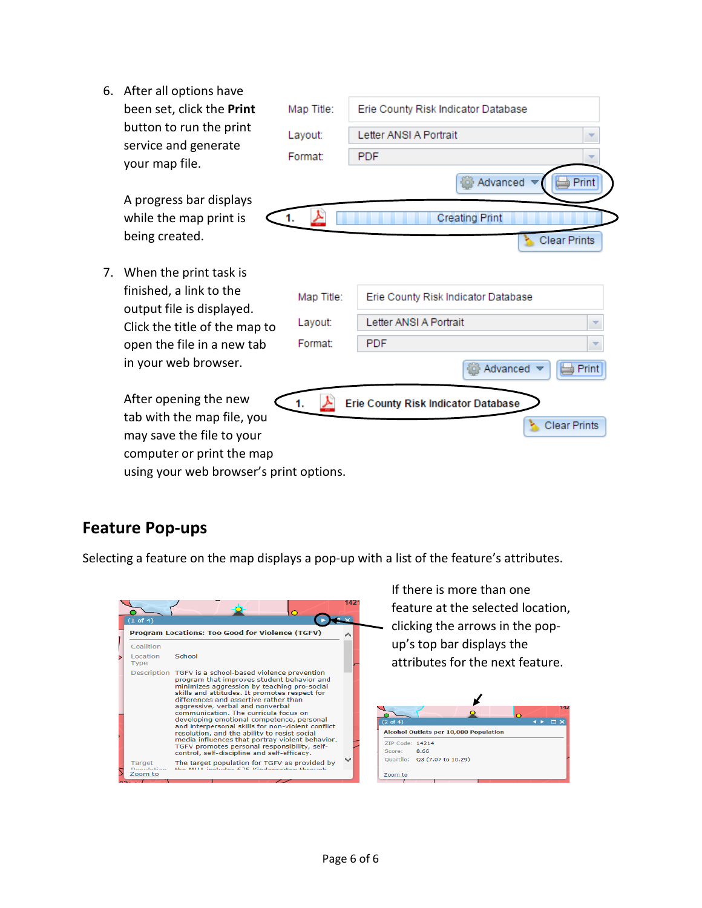6. After all options have been set, click the **Print** button to run the print service and generate your map file.

   A progress bar displays while the map print is being created.

7. When the print task is finished, a link to the output file is displayed. Click the title of the map to open the file in a new tab in your web browser.

   After opening the new tab with the map file, you may save the file to your computer or print the map using your web browser's print options.

## Feature Pop-ups

Selecting a feature on the map displays a pop-up with a list of the feature's attributes.

If there is more than one feature at the selected location, clicking the arrows in the pop-up's top bar displays the attributes for the next feature.